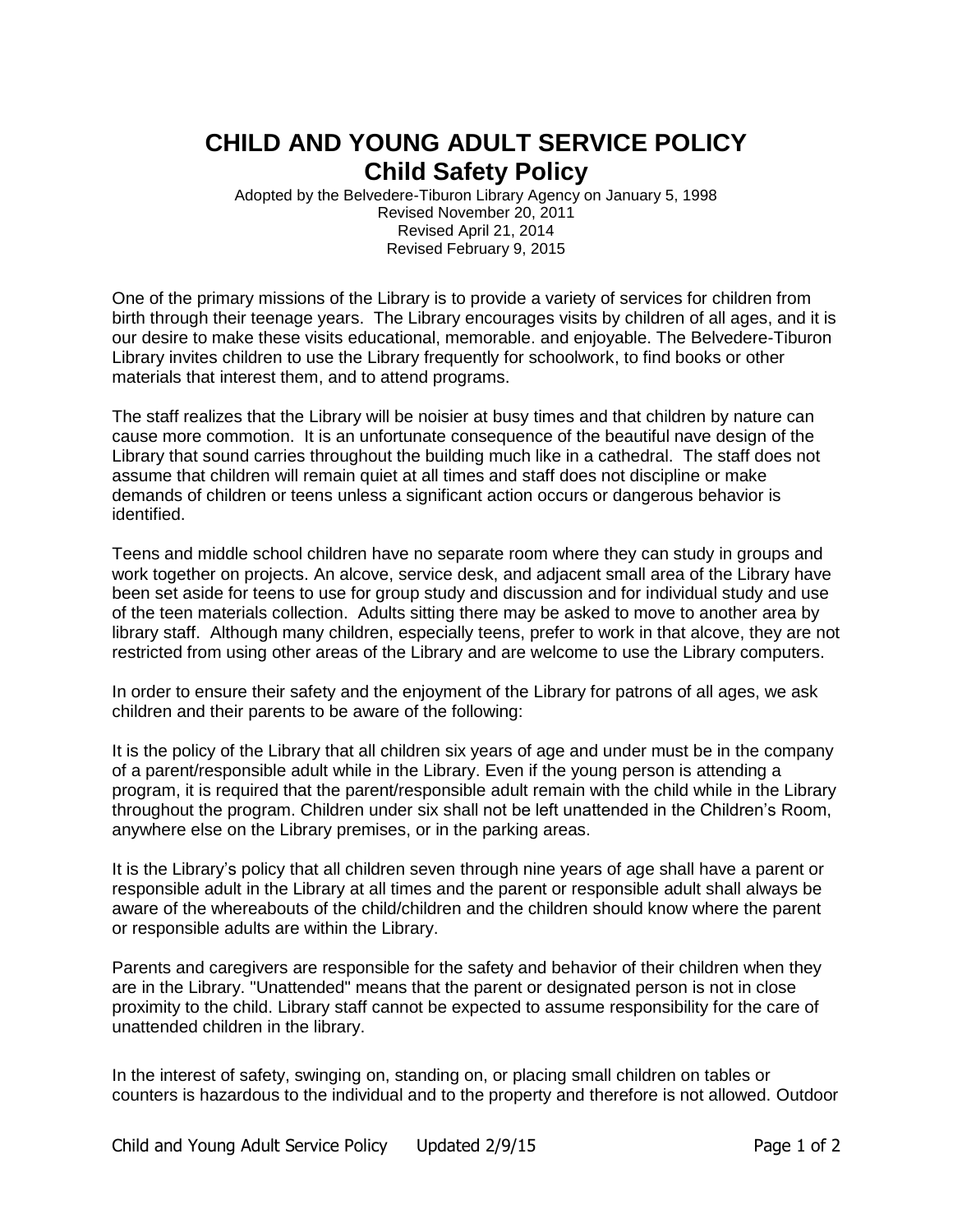# CHILD AND YOUNG ADULT SERVICE POLICY
## Child Safety Policy

Adopted by the Belvedere-Tiburon Library Agency on January 5, 1998
Revised November 20, 2011
Revised April 21, 2014
Revised February 9, 2015

One of the primary missions of the Library is to provide a variety of services for children from birth through their teenage years. The Library encourages visits by children of all ages, and it is our desire to make these visits educational, memorable. and enjoyable. The Belvedere-Tiburon Library invites children to use the Library frequently for schoolwork, to find books or other materials that interest them, and to attend programs.

The staff realizes that the Library will be noisier at busy times and that children by nature can cause more commotion. It is an unfortunate consequence of the beautiful nave design of the Library that sound carries throughout the building much like in a cathedral. The staff does not assume that children will remain quiet at all times and staff does not discipline or make demands of children or teens unless a significant action occurs or dangerous behavior is identified.

Teens and middle school children have no separate room where they can study in groups and work together on projects. An alcove, service desk, and adjacent small area of the Library have been set aside for teens to use for group study and discussion and for individual study and use of the teen materials collection. Adults sitting there may be asked to move to another area by library staff. Although many children, especially teens, prefer to work in that alcove, they are not restricted from using other areas of the Library and are welcome to use the Library computers.

In order to ensure their safety and the enjoyment of the Library for patrons of all ages, we ask children and their parents to be aware of the following:

It is the policy of the Library that all children six years of age and under must be in the company of a parent/responsible adult while in the Library. Even if the young person is attending a program, it is required that the parent/responsible adult remain with the child while in the Library throughout the program. Children under six shall not be left unattended in the Children's Room, anywhere else on the Library premises, or in the parking areas.

It is the Library's policy that all children seven through nine years of age shall have a parent or responsible adult in the Library at all times and the parent or responsible adult shall always be aware of the whereabouts of the child/children and the children should know where the parent or responsible adults are within the Library.

Parents and caregivers are responsible for the safety and behavior of their children when they are in the Library. "Unattended" means that the parent or designated person is not in close proximity to the child. Library staff cannot be expected to assume responsibility for the care of unattended children in the library.

In the interest of safety, swinging on, standing on, or placing small children on tables or counters is hazardous to the individual and to the property and therefore is not allowed. Outdoor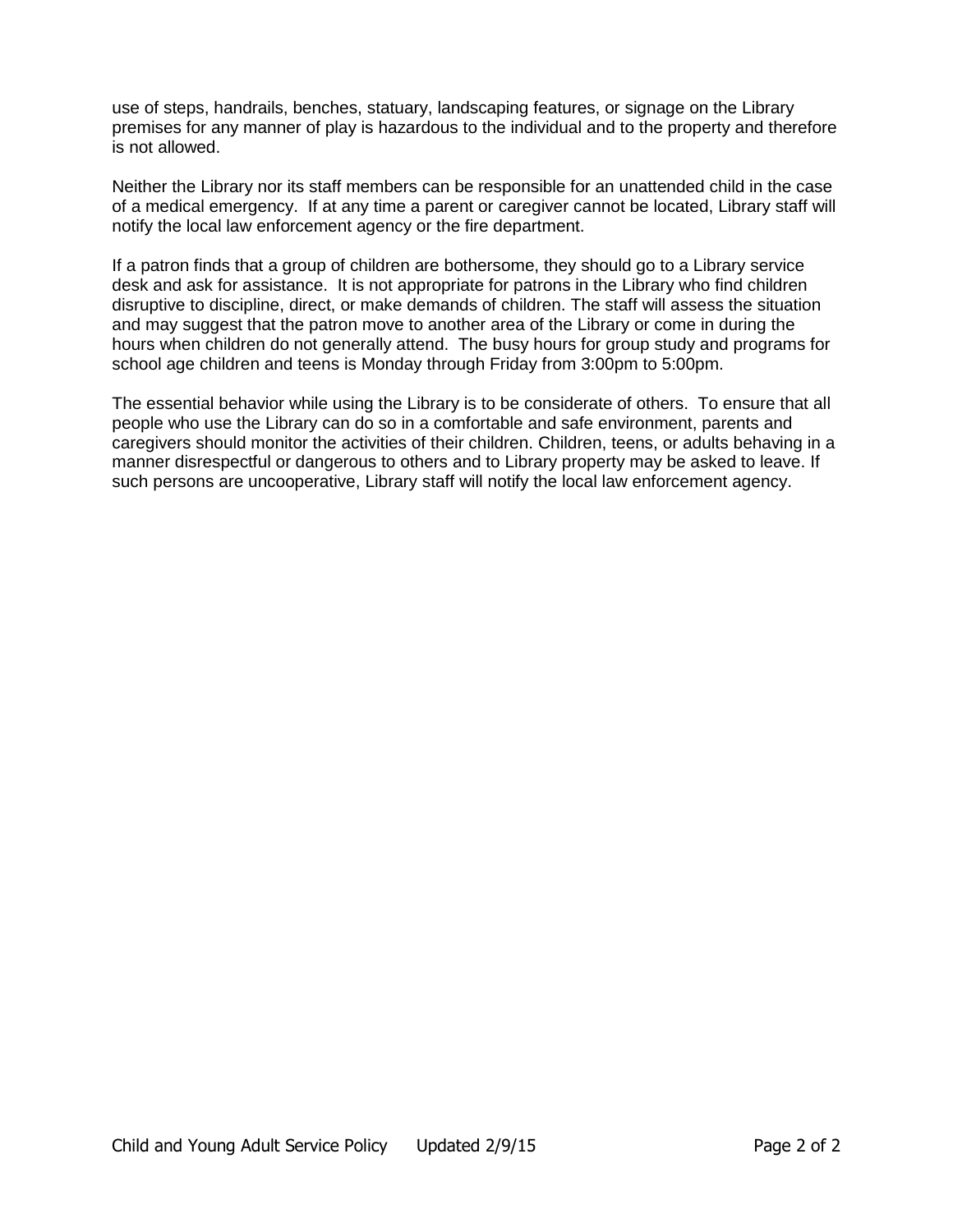use of steps, handrails, benches, statuary, landscaping features, or signage on the Library premises for any manner of play is hazardous to the individual and to the property and therefore is not allowed.

Neither the Library nor its staff members can be responsible for an unattended child in the case of a medical emergency.  If at any time a parent or caregiver cannot be located, Library staff will notify the local law enforcement agency or the fire department.

If a patron finds that a group of children are bothersome, they should go to a Library service desk and ask for assistance.  It is not appropriate for patrons in the Library who find children disruptive to discipline, direct, or make demands of children. The staff will assess the situation and may suggest that the patron move to another area of the Library or come in during the hours when children do not generally attend.  The busy hours for group study and programs for school age children and teens is Monday through Friday from 3:00pm to 5:00pm.

The essential behavior while using the Library is to be considerate of others.  To ensure that all people who use the Library can do so in a comfortable and safe environment, parents and caregivers should monitor the activities of their children. Children, teens, or adults behaving in a manner disrespectful or dangerous to others and to Library property may be asked to leave. If such persons are uncooperative, Library staff will notify the local law enforcement agency.